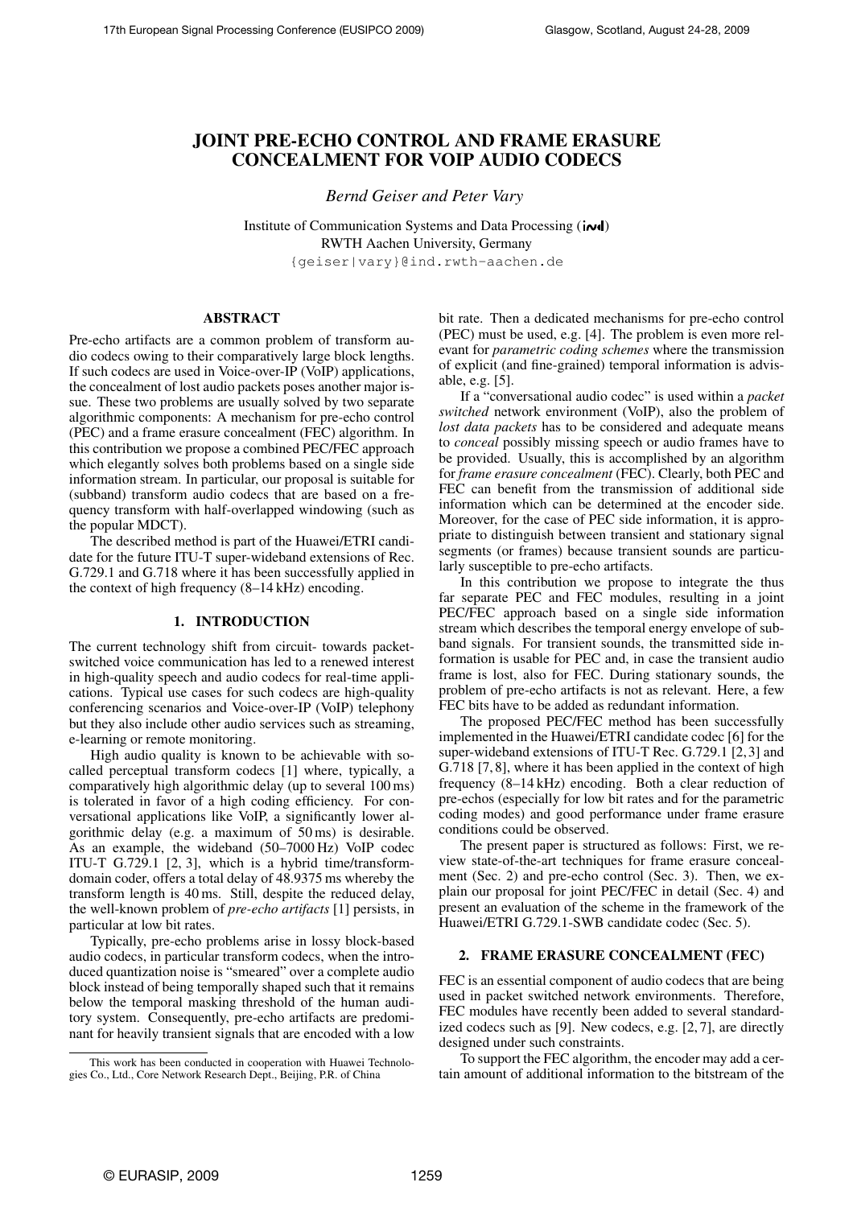# JOINT PRE-ECHO CONTROL AND FRAME ERASURE CONCEALMENT FOR VOIP AUDIO CODECS

*Bernd Geiser and Peter Vary*

Institute of Communication Systems and Data Processing (ind)
RWTH Aachen University, Germany
{geiser|vary}@ind.rwth-aachen.de

## ABSTRACT

Pre-echo artifacts are a common problem of transform audio codecs owing to their comparatively large block lengths. If such codecs are used in Voice-over-IP (VoIP) applications, the concealment of lost audio packets poses another major issue. These two problems are usually solved by two separate algorithmic components: A mechanism for pre-echo control (PEC) and a frame erasure concealment (FEC) algorithm. In this contribution we propose a combined PEC/FEC approach which elegantly solves both problems based on a single side information stream. In particular, our proposal is suitable for (subband) transform audio codecs that are based on a frequency transform with half-overlapped windowing (such as the popular MDCT).

The described method is part of the Huawei/ETRI candidate for the future ITU-T super-wideband extensions of Rec. G.729.1 and G.718 where it has been successfully applied in the context of high frequency (8–14 kHz) encoding.

## 1. INTRODUCTION

The current technology shift from circuit- towards packet-switched voice communication has led to a renewed interest in high-quality speech and audio codecs for real-time applications. Typical use cases for such codecs are high-quality conferencing scenarios and Voice-over-IP (VoIP) telephony but they also include other audio services such as streaming, e-learning or remote monitoring.

High audio quality is known to be achievable with so-called perceptual transform codecs [1] where, typically, a comparatively high algorithmic delay (up to several 100 ms) is tolerated in favor of a high coding efficiency. For conversational applications like VoIP, a significantly lower algorithmic delay (e.g. a maximum of 50 ms) is desirable. As an example, the wideband (50–7000 Hz) VoIP codec ITU-T G.729.1 [2, 3], which is a hybrid time/transform-domain coder, offers a total delay of 48.9375 ms whereby the transform length is 40 ms. Still, despite the reduced delay, the well-known problem of *pre-echo artifacts* [1] persists, in particular at low bit rates.

Typically, pre-echo problems arise in lossy block-based audio codecs, in particular transform codecs, when the introduced quantization noise is "smeared" over a complete audio block instead of being temporally shaped such that it remains below the temporal masking threshold of the human auditory system. Consequently, pre-echo artifacts are predominant for heavily transient signals that are encoded with a low bit rate. Then a dedicated mechanisms for pre-echo control (PEC) must be used, e.g. [4]. The problem is even more relevant for *parametric coding schemes* where the transmission of explicit (and fine-grained) temporal information is advisable, e.g. [5].

If a "conversational audio codec" is used within a *packet switched* network environment (VoIP), also the problem of *lost data packets* has to be considered and adequate means to *conceal* possibly missing speech or audio frames have to be provided. Usually, this is accomplished by an algorithm for *frame erasure concealment* (FEC). Clearly, both PEC and FEC can benefit from the transmission of additional side information which can be determined at the encoder side. Moreover, for the case of PEC side information, it is appropriate to distinguish between transient and stationary signal segments (or frames) because transient sounds are particularly susceptible to pre-echo artifacts.

In this contribution we propose to integrate the thus far separate PEC and FEC modules, resulting in a joint PEC/FEC approach based on a single side information stream which describes the temporal energy envelope of subband signals. For transient sounds, the transmitted side information is usable for PEC and, in case the transient audio frame is lost, also for FEC. During stationary sounds, the problem of pre-echo artifacts is not as relevant. Here, a few FEC bits have to be added as redundant information.

The proposed PEC/FEC method has been successfully implemented in the Huawei/ETRI candidate codec [6] for the super-wideband extensions of ITU-T Rec. G.729.1 [2,3] and G.718 [7,8], where it has been applied in the context of high frequency (8–14 kHz) encoding. Both a clear reduction of pre-echos (especially for low bit rates and for the parametric coding modes) and good performance under frame erasure conditions could be observed.

The present paper is structured as follows: First, we review state-of-the-art techniques for frame erasure concealment (Sec. 2) and pre-echo control (Sec. 3). Then, we explain our proposal for joint PEC/FEC in detail (Sec. 4) and present an evaluation of the scheme in the framework of the Huawei/ETRI G.729.1-SWB candidate codec (Sec. 5).

## 2. FRAME ERASURE CONCEALMENT (FEC)

FEC is an essential component of audio codecs that are being used in packet switched network environments. Therefore, FEC modules have recently been added to several standardized codecs such as [9]. New codecs, e.g. [2, 7], are directly designed under such constraints.

To support the FEC algorithm, the encoder may add a certain amount of additional information to the bitstream of the

---

This work has been conducted in cooperation with Huawei Technologies Co., Ltd., Core Network Research Dept., Beijing, P.R. of China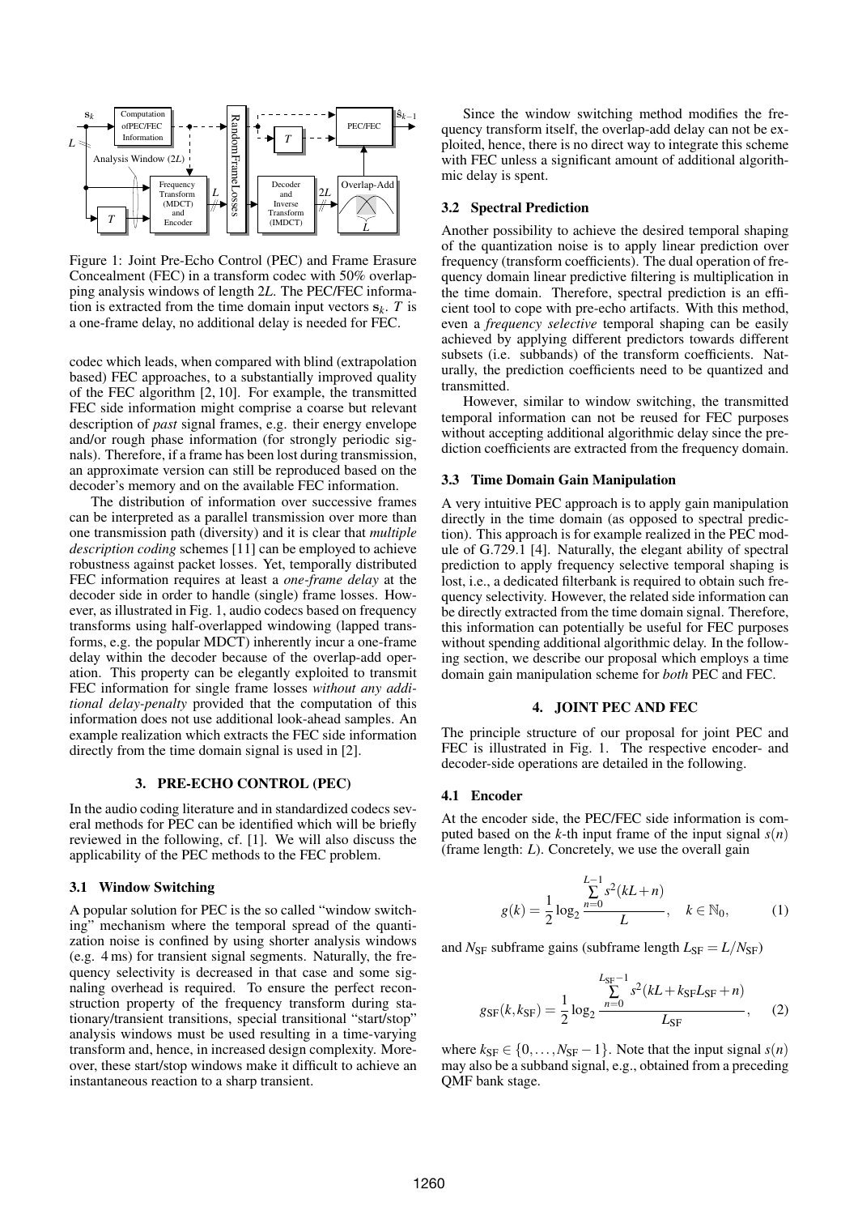Figure 1: Joint Pre-Echo Control (PEC) and Frame Erasure Concealment (FEC) in a transform codec with 50% overlapping analysis windows of length $2L$. The PEC/FEC information is extracted from the time domain input vectors $\mathbf{s}_k$. $T$ is a one-frame delay, no additional delay is needed for FEC.

codec which leads, when compared with blind (extrapolation based) FEC approaches, to a substantially improved quality of the FEC algorithm [2, 10]. For example, the transmitted FEC side information might comprise a coarse but relevant description of *past* signal frames, e.g. their energy envelope and/or rough phase information (for strongly periodic signals). Therefore, if a frame has been lost during transmission, an approximate version can still be reproduced based on the decoder's memory and on the available FEC information.

The distribution of information over successive frames can be interpreted as a parallel transmission over more than one transmission path (diversity) and it is clear that *multiple description coding* schemes [11] can be employed to achieve robustness against packet losses. Yet, temporally distributed FEC information requires at least a *one-frame delay* at the decoder side in order to handle (single) frame losses. However, as illustrated in Fig. 1, audio codecs based on frequency transforms using half-overlapped windowing (lapped transforms, e.g. the popular MDCT) inherently incur a one-frame delay within the decoder because of the overlap-add operation. This property can be elegantly exploited to transmit FEC information for single frame losses *without any additional delay-penalty* provided that the computation of this information does not use additional look-ahead samples. An example realization which extracts the FEC side information directly from the time domain signal is used in [2].

## 3. PRE-ECHO CONTROL (PEC)

In the audio coding literature and in standardized codecs several methods for PEC can be identified which will be briefly reviewed in the following, cf. [1]. We will also discuss the applicability of the PEC methods to the FEC problem.

### 3.1 Window Switching

A popular solution for PEC is the so called "window switching" mechanism where the temporal spread of the quantization noise is confined by using shorter analysis windows (e.g. 4 ms) for transient signal segments. Naturally, the frequency selectivity is decreased in that case and some signaling overhead is required. To ensure the perfect reconstruction property of the frequency transform during stationary/transient transitions, special transitional "start/stop" analysis windows must be used resulting in a time-varying transform and, hence, in increased design complexity. Moreover, these start/stop windows make it difficult to achieve an instantaneous reaction to a sharp transient.

Since the window switching method modifies the frequency transform itself, the overlap-add delay can not be exploited, hence, there is no direct way to integrate this scheme with FEC unless a significant amount of additional algorithmic delay is spent.

### 3.2 Spectral Prediction

Another possibility to achieve the desired temporal shaping of the quantization noise is to apply linear prediction over frequency (transform coefficients). The dual operation of frequency domain linear predictive filtering is multiplication in the time domain. Therefore, spectral prediction is an efficient tool to cope with pre-echo artifacts. With this method, even a *frequency selective* temporal shaping can be easily achieved by applying different predictors towards different subsets (i.e. subbands) of the transform coefficients. Naturally, the prediction coefficients need to be quantized and transmitted.

However, similar to window switching, the transmitted temporal information can not be reused for FEC purposes without accepting additional algorithmic delay since the prediction coefficients are extracted from the frequency domain.

### 3.3 Time Domain Gain Manipulation

A very intuitive PEC approach is to apply gain manipulation directly in the time domain (as opposed to spectral prediction). This approach is for example realized in the PEC module of G.729.1 [4]. Naturally, the elegant ability of spectral prediction to apply frequency selective temporal shaping is lost, i.e., a dedicated filterbank is required to obtain such frequency selectivity. However, the related side information can be directly extracted from the time domain signal. Therefore, this information can potentially be useful for FEC purposes without spending additional algorithmic delay. In the following section, we describe our proposal which employs a time domain gain manipulation scheme for *both* PEC and FEC.

## 4. JOINT PEC AND FEC

The principle structure of our proposal for joint PEC and FEC is illustrated in Fig. 1. The respective encoder- and decoder-side operations are detailed in the following.

### 4.1 Encoder

At the encoder side, the PEC/FEC side information is computed based on the $k$-th input frame of the input signal $s(n)$ (frame length: $L$). Concretely, we use the overall gain

$$g(k) = \frac{1}{2}\log_2 \frac{\sum_{n=0}^{L-1} s^2(kL+n)}{L}, \quad k \in \mathbb{N}_0, \tag{1}$$

and $N_{\text{SF}}$ subframe gains (subframe length $L_{\text{SF}} = L/N_{\text{SF}}$)

$$g_{\text{SF}}(k, k_{\text{SF}}) = \frac{1}{2}\log_2 \frac{\sum_{n=0}^{L_{\text{SF}}-1} s^2(kL + k_{\text{SF}}L_{\text{SF}} + n)}{L_{\text{SF}}}, \tag{2}$$

where $k_{\text{SF}} \in \{0, \ldots, N_{\text{SF}} - 1\}$. Note that the input signal $s(n)$ may also be a subband signal, e.g., obtained from a preceding QMF bank stage.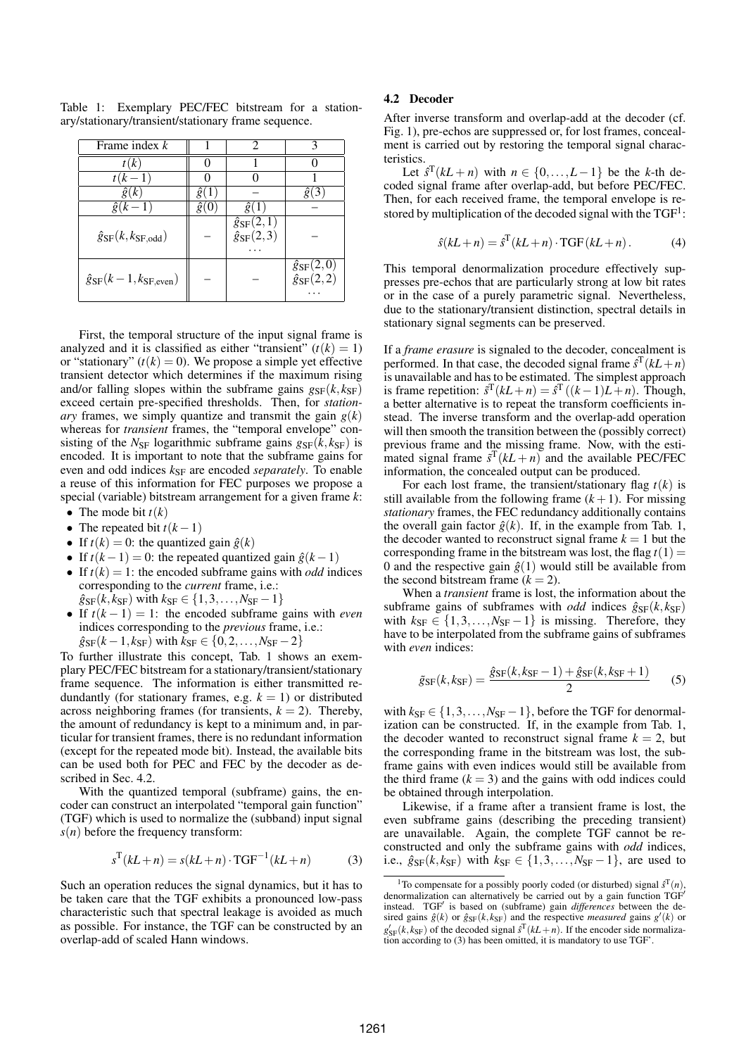Table 1: Exemplary PEC/FEC bitstream for a stationary/stationary/transient/stationary frame sequence.

| Frame index $k$ | 1 | 2 | 3 |
|---|---|---|---|
| $t(k)$ | 0 | 1 | 0 |
| $t(k-1)$ | 0 | 0 | 1 |
| $\hat{g}(k)$ | $\hat{g}(1)$ | – | $\hat{g}(3)$ |
| $\hat{g}(k-1)$ | $\hat{g}(0)$ | $\hat{g}(1)$ | – |
| $\hat{g}_{\text{SF}}(k, k_{\text{SF,odd}})$ | – | $\hat{g}_{\text{SF}}(2,1)$ $\hat{g}_{\text{SF}}(2,3)$ ... | – |
| $\hat{g}_{\text{SF}}(k-1, k_{\text{SF,even}})$ | – | – | $\hat{g}_{\text{SF}}(2,0)$ $\hat{g}_{\text{SF}}(2,2)$ ... |

First, the temporal structure of the input signal frame is analyzed and it is classified as either "transient" ($t(k) = 1$) or "stationary" ($t(k) = 0$). We propose a simple yet effective transient detector which determines if the maximum rising and/or falling slopes within the subframe gains $g_{\text{SF}}(k, k_{\text{SF}})$ exceed certain pre-specified thresholds. Then, for *stationary* frames, we simply quantize and transmit the gain $g(k)$ whereas for *transient* frames, the "temporal envelope" consisting of the $N_{\text{SF}}$ logarithmic subframe gains $g_{\text{SF}}(k, k_{\text{SF}})$ is encoded. It is important to note that the subframe gains for even and odd indices $k_{\text{SF}}$ are encoded *separately*. To enable a reuse of this information for FEC purposes we propose a special (variable) bitstream arrangement for a given frame $k$:

- The mode bit $t(k)$
- The repeated bit $t(k-1)$
- If $t(k) = 0$: the quantized gain $\hat{g}(k)$
- If $t(k-1) = 0$: the repeated quantized gain $\hat{g}(k-1)$
- If $t(k) = 1$: the encoded subframe gains with *odd* indices corresponding to the *current* frame, i.e.: $\hat{g}_{\text{SF}}(k, k_{\text{SF}})$ with $k_{\text{SF}} \in \{1, 3, \ldots, N_{\text{SF}} - 1\}$
- If $t(k-1) = 1$: the encoded subframe gains with *even* indices corresponding to the *previous* frame, i.e.: $\hat{g}_{\text{SF}}(k-1, k_{\text{SF}})$ with $k_{\text{SF}} \in \{0, 2, \ldots, N_{\text{SF}} - 2\}$

To further illustrate this concept, Tab. 1 shows an exemplary PEC/FEC bitstream for a stationary/transient/stationary frame sequence. The information is either transmitted redundantly (for stationary frames, e.g. $k = 1$) or distributed across neighboring frames (for transients, $k = 2$). Thereby, the amount of redundancy is kept to a minimum and, in particular for transient frames, there is no redundant information (except for the repeated mode bit). Instead, the available bits can be used both for PEC and FEC by the decoder as described in Sec. 4.2.

With the quantized temporal (subframe) gains, the encoder can construct an interpolated "temporal gain function" (TGF) which is used to normalize the (subband) input signal $s(n)$ before the frequency transform:

$$s^{\text{T}}(kL + n) = s(kL + n) \cdot \text{TGF}^{-1}(kL + n) \qquad (3)$$

Such an operation reduces the signal dynamics, but it has to be taken care that the TGF exhibits a pronounced low-pass characteristic such that spectral leakage is avoided as much as possible. For instance, the TGF can be constructed by an overlap-add of scaled Hann windows.

### 4.2 Decoder

After inverse transform and overlap-add at the decoder (cf. Fig. 1), pre-echos are suppressed or, for lost frames, concealment is carried out by restoring the temporal signal characteristics.

Let $\hat{s}^{\text{T}}(kL + n)$ with $n \in \{0, \ldots, L-1\}$ be the $k$-th decoded signal frame after overlap-add, but before PEC/FEC. Then, for each received frame, the temporal envelope is restored by multiplication of the decoded signal with the TGF[1]:

$$\hat{s}(kL + n) = \hat{s}^{\text{T}}(kL + n) \cdot \text{TGF}(kL + n). \qquad (4)$$

This temporal denormalization procedure effectively suppresses pre-echos that are particularly strong at low bit rates or in the case of a purely parametric signal. Nevertheless, due to the stationary/transient distinction, spectral details in stationary signal segments can be preserved.

If a *frame erasure* is signaled to the decoder, concealment is performed. In that case, the decoded signal frame $\hat{s}^{\text{T}}(kL + n)$ is unavailable and has to be estimated. The simplest approach is frame repetition: $\tilde{s}^{\text{T}}(kL + n) = \hat{s}^{\text{T}}((k-1)L + n)$. Though, a better alternative is to repeat the transform coefficients instead. The inverse transform and the overlap-add operation will then smooth the transition between the (possibly correct) previous frame and the missing frame. Now, with the estimated signal frame $\tilde{s}^{\text{T}}(kL + n)$ and the available PEC/FEC information, the concealed output can be produced.

For each lost frame, the transient/stationary flag $t(k)$ is still available from the following frame $(k+1)$. For missing *stationary* frames, the FEC redundancy additionally contains the overall gain factor $\hat{g}(k)$. If, in the example from Tab. 1, the decoder wanted to reconstruct signal frame $k = 1$ but the corresponding frame in the bitstream was lost, the flag $t(1) = 0$ and the respective gain $\hat{g}(1)$ would still be available from the second bitstream frame ($k = 2$).

When a *transient* frame is lost, the information about the subframe gains of subframes with *odd* indices $\hat{g}_{\text{SF}}(k, k_{\text{SF}})$ with $k_{\text{SF}} \in \{1, 3, \ldots, N_{\text{SF}} - 1\}$ is missing. Therefore, they have to be interpolated from the subframe gains of subframes with *even* indices:

$$\tilde{g}_{\text{SF}}(k, k_{\text{SF}}) = \frac{\hat{g}_{\text{SF}}(k, k_{\text{SF}} - 1) + \hat{g}_{\text{SF}}(k, k_{\text{SF}} + 1)}{2} \qquad (5)$$

with $k_{\text{SF}} \in \{1, 3, \ldots, N_{\text{SF}} - 1\}$, before the TGF for denormalization can be constructed. If, in the example from Tab. 1, the decoder wanted to reconstruct signal frame $k = 2$, but the corresponding frame in the bitstream was lost, the subframe gains with even indices would still be available from the third frame ($k = 3$) and the gains with odd indices could be obtained through interpolation.

Likewise, if a frame after a transient frame is lost, the even subframe gains (describing the preceding transient) are unavailable. Again, the complete TGF cannot be reconstructed and only the subframe gains with *odd* indices, i.e., $\hat{g}_{\text{SF}}(k, k_{\text{SF}})$ with $k_{\text{SF}} \in \{1, 3, \ldots, N_{\text{SF}} - 1\}$, are used to

[1] To compensate for a possibly poorly coded (or disturbed) signal $\hat{s}^{\text{T}}(n)$, denormalization can alternatively be carried out by a gain function TGF$'$ instead. TGF$'$ is based on (subframe) gain *differences* between the desired gains $\hat{g}(k)$ or $\hat{g}_{\text{SF}}(k, k_{\text{SF}})$ and the respective *measured* gains $g'(k)$ or $g'_{\text{SF}}(k, k_{\text{SF}})$ of the decoded signal $\hat{s}^{\text{T}}(kL + n)$. If the encoder side normalization according to (3) has been omitted, it is mandatory to use TGF'.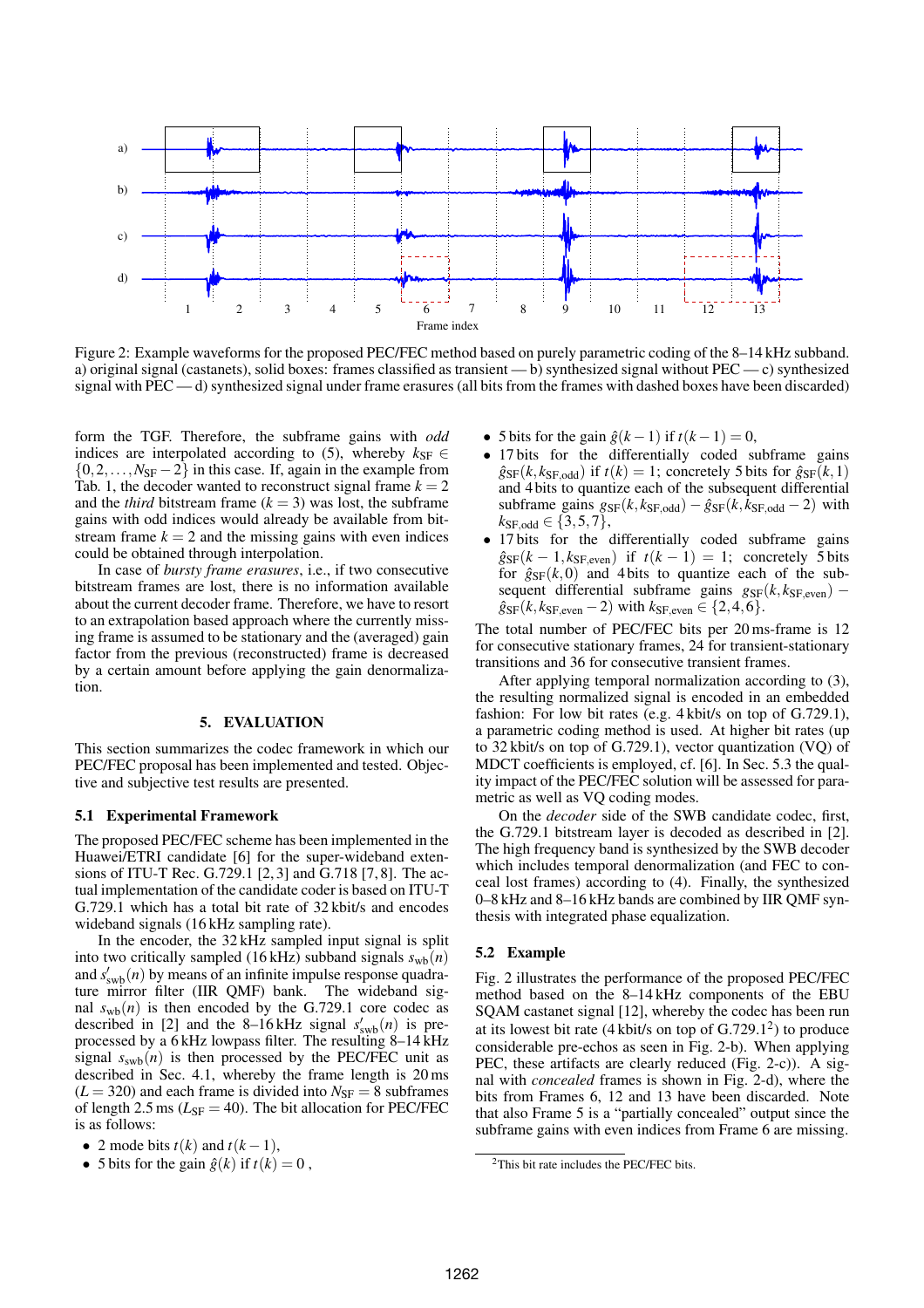Figure 2: Example waveforms for the proposed PEC/FEC method based on purely parametric coding of the 8–14 kHz subband. a) original signal (castanets), solid boxes: frames classified as transient — b) synthesized signal without PEC — c) synthesized signal with PEC — d) synthesized signal under frame erasures (all bits from the frames with dashed boxes have been discarded)

form the TGF. Therefore, the subframe gains with *odd* indices are interpolated according to (5), whereby $k_{SF} \in \{0, 2, \ldots, N_{SF} - 2\}$ in this case. If, again in the example from Tab. 1, the decoder wanted to reconstruct signal frame $k = 2$ and the *third* bitstream frame ($k = 3$) was lost, the subframe gains with odd indices would already be available from bitstream frame $k = 2$ and the missing gains with even indices could be obtained through interpolation.

In case of *bursty frame erasures*, i.e., if two consecutive bitstream frames are lost, there is no information available about the current decoder frame. Therefore, we have to resort to an extrapolation based approach where the currently missing frame is assumed to be stationary and the (averaged) gain factor from the previous (reconstructed) frame is decreased by a certain amount before applying the gain denormalization.

## 5. EVALUATION

This section summarizes the codec framework in which our PEC/FEC proposal has been implemented and tested. Objective and subjective test results are presented.

### 5.1 Experimental Framework

The proposed PEC/FEC scheme has been implemented in the Huawei/ETRI candidate [6] for the super-wideband extensions of ITU-T Rec. G.729.1 [2, 3] and G.718 [7, 8]. The actual implementation of the candidate coder is based on ITU-T G.729.1 which has a total bit rate of 32 kbit/s and encodes wideband signals (16 kHz sampling rate).

In the encoder, the 32 kHz sampled input signal is split into two critically sampled (16 kHz) subband signals $s_{wb}(n)$ and $s'_{swb}(n)$ by means of an infinite impulse response quadrature mirror filter (IIR QMF) bank. The wideband signal $s_{wb}(n)$ is then encoded by the G.729.1 core codec as described in [2] and the 8–16 kHz signal $s'_{swb}(n)$ is pre-processed by a 6 kHz lowpass filter. The resulting 8–14 kHz signal $s_{swb}(n)$ is then processed by the PEC/FEC unit as described in Sec. 4.1, whereby the frame length is 20 ms ($L = 320$) and each frame is divided into $N_{SF} = 8$ subframes of length 2.5 ms ($L_{SF} = 40$). The bit allocation for PEC/FEC is as follows:

- 2 mode bits $t(k)$ and $t(k-1)$,
- 5 bits for the gain $\hat{g}(k)$ if $t(k) = 0$ ,
- 5 bits for the gain $\hat{g}(k-1)$ if $t(k-1) = 0$,
- 17 bits for the differentially coded subframe gains $\hat{g}_{SF}(k, k_{SF,odd})$ if $t(k) = 1$; concretely 5 bits for $\hat{g}_{SF}(k, 1)$ and 4 bits to quantize each of the subsequent differential subframe gains $g_{SF}(k, k_{SF,odd}) - \hat{g}_{SF}(k, k_{SF,odd} - 2)$ with $k_{SF,odd} \in \{3, 5, 7\}$,
- 17 bits for the differentially coded subframe gains $\hat{g}_{SF}(k-1, k_{SF,even})$ if $t(k-1) = 1$; concretely 5 bits for $\hat{g}_{SF}(k, 0)$ and 4 bits to quantize each of the subsequent differential subframe gains $g_{SF}(k, k_{SF,even}) - \hat{g}_{SF}(k, k_{SF,even} - 2)$ with $k_{SF,even} \in \{2, 4, 6\}$.

The total number of PEC/FEC bits per 20 ms-frame is 12 for consecutive stationary frames, 24 for transient-stationary transitions and 36 for consecutive transient frames.

After applying temporal normalization according to (3), the resulting normalized signal is encoded in an embedded fashion: For low bit rates (e.g. 4 kbit/s on top of G.729.1), a parametric coding method is used. At higher bit rates (up to 32 kbit/s on top of G.729.1), vector quantization (VQ) of MDCT coefficients is employed, cf. [6]. In Sec. 5.3 the quality impact of the PEC/FEC solution will be assessed for parametric as well as VQ coding modes.

On the *decoder* side of the SWB candidate codec, first, the G.729.1 bitstream layer is decoded as described in [2]. The high frequency band is synthesized by the SWB decoder which includes temporal denormalization (and FEC to conceal lost frames) according to (4). Finally, the synthesized 0–8 kHz and 8–16 kHz bands are combined by IIR QMF synthesis with integrated phase equalization.

### 5.2 Example

Fig. 2 illustrates the performance of the proposed PEC/FEC method based on the 8–14 kHz components of the EBU SQAM castanet signal [12], whereby the codec has been run at its lowest bit rate (4 kbit/s on top of G.729.1[2]) to produce considerable pre-echos as seen in Fig. 2-b). When applying PEC, these artifacts are clearly reduced (Fig. 2-c)). A signal with *concealed* frames is shown in Fig. 2-d), where the bits from Frames 6, 12 and 13 have been discarded. Note that also Frame 5 is a "partially concealed" output since the subframe gains with even indices from Frame 6 are missing.

[2]This bit rate includes the PEC/FEC bits.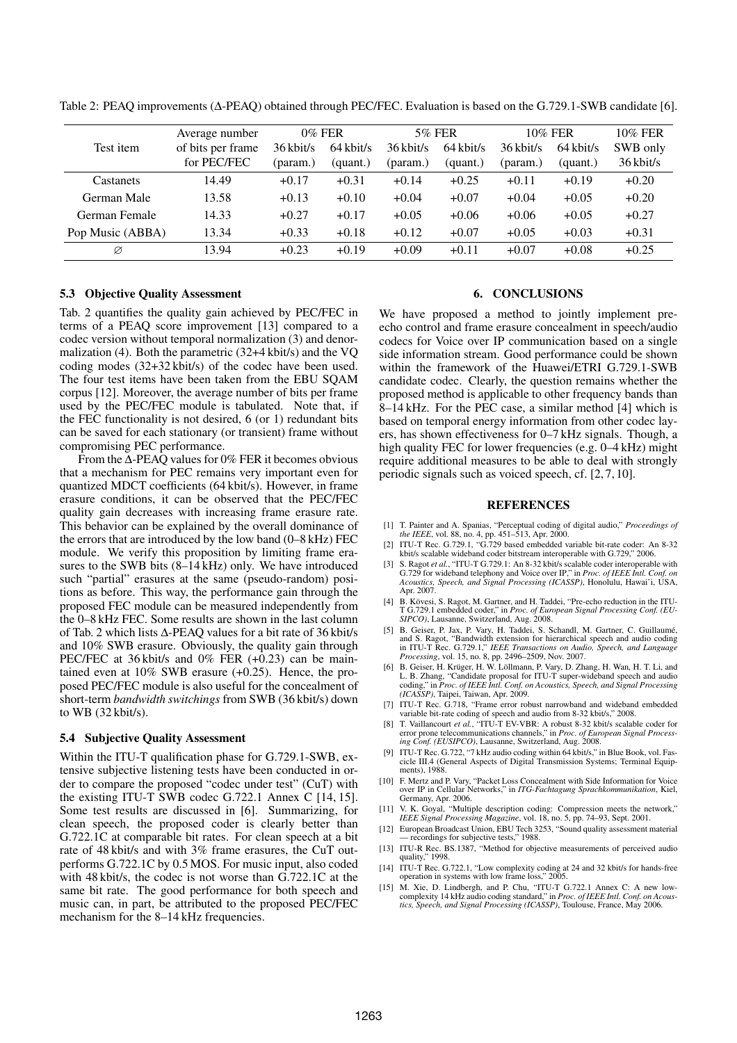Table 2: PEAQ improvements (Δ-PEAQ) obtained through PEC/FEC. Evaluation is based on the G.729.1-SWB candidate [6].

| Test item | Average number of bits per frame for PEC/FEC | 0% FER 36 kbit/s (param.) | 0% FER 64 kbit/s (quant.) | 5% FER 36 kbit/s (param.) | 5% FER 64 kbit/s (quant.) | 10% FER 36 kbit/s (param.) | 10% FER 64 kbit/s (quant.) | 10% FER SWB only 36 kbit/s |
|---|---|---|---|---|---|---|---|---|
| Castanets | 14.49 | +0.17 | +0.31 | +0.14 | +0.25 | +0.11 | +0.19 | +0.20 |
| German Male | 13.58 | +0.13 | +0.10 | +0.04 | +0.07 | +0.04 | +0.05 | +0.20 |
| German Female | 14.33 | +0.27 | +0.17 | +0.05 | +0.06 | +0.06 | +0.05 | +0.27 |
| Pop Music (ABBA) | 13.34 | +0.33 | +0.18 | +0.12 | +0.07 | +0.05 | +0.03 | +0.31 |
| ∅ | 13.94 | +0.23 | +0.19 | +0.09 | +0.11 | +0.07 | +0.08 | +0.25 |

### 5.3 Objective Quality Assessment

Tab. 2 quantifies the quality gain achieved by PEC/FEC in terms of a PEAQ score improvement [13] compared to a codec version without temporal normalization (3) and denormalization (4). Both the parametric (32+4 kbit/s) and the VQ coding modes (32+32 kbit/s) of the codec have been used. The four test items have been taken from the EBU SQAM corpus [12]. Moreover, the average number of bits per frame used by the PEC/FEC module is tabulated. Note that, if the FEC functionality is not desired, 6 (or 1) redundant bits can be saved for each stationary (or transient) frame without compromising PEC performance.

From the Δ-PEAQ values for 0% FER it becomes obvious that a mechanism for PEC remains very important even for quantized MDCT coefficients (64 kbit/s). However, in frame erasure conditions, it can be observed that the PEC/FEC quality gain decreases with increasing frame erasure rate. This behavior can be explained by the overall dominance of the errors that are introduced by the low band (0–8 kHz) FEC module. We verify this proposition by limiting frame erasures to the SWB bits (8–14 kHz) only. We have introduced such "partial" erasures at the same (pseudo-random) positions as before. This way, the performance gain through the proposed FEC module can be measured independently from the 0–8 kHz FEC. Some results are shown in the last column of Tab. 2 which lists Δ-PEAQ values for a bit rate of 36 kbit/s and 10% SWB erasure. Obviously, the quality gain through PEC/FEC at 36 kbit/s and 0% FER (+0.23) can be maintained even at 10% SWB erasure (+0.25). Hence, the proposed PEC/FEC module is also useful for the concealment of short-term *bandwidth switchings* from SWB (36 kbit/s) down to WB (32 kbit/s).

### 5.4 Subjective Quality Assessment

Within the ITU-T qualification phase for G.729.1-SWB, extensive subjective listening tests have been conducted in order to compare the proposed "codec under test" (CuT) with the existing ITU-T SWB codec G.722.1 Annex C [14, 15]. Some test results are discussed in [6]. Summarizing, for clean speech, the proposed coder is clearly better than G.722.1C at comparable bit rates. For clean speech at a bit rate of 48 kbit/s and with 3% frame erasures, the CuT outperforms G.722.1C by 0.5 MOS. For music input, also coded with 48 kbit/s, the codec is not worse than G.722.1C at the same bit rate. The good performance for both speech and music can, in part, be attributed to the proposed PEC/FEC mechanism for the 8–14 kHz frequencies.

## 6. CONCLUSIONS

We have proposed a method to jointly implement pre-echo control and frame erasure concealment in speech/audio codecs for Voice over IP communication based on a single side information stream. Good performance could be shown within the framework of the Huawei/ETRI G.729.1-SWB candidate codec. Clearly, the question remains whether the proposed method is applicable to other frequency bands than 8–14 kHz. For the PEC case, a similar method [4] which is based on temporal energy information from other codec layers, has shown effectiveness for 0–7 kHz signals. Though, a high quality FEC for lower frequencies (e.g. 0–4 kHz) might require additional measures to be able to deal with strongly periodic signals such as voiced speech, cf. [2, 7, 10].

## REFERENCES

[1] T. Painter and A. Spanias, "Perceptual coding of digital audio," *Proceedings of the IEEE*, vol. 88, no. 4, pp. 451–513, Apr. 2000.

[2] ITU-T Rec. G.729.1, "G.729 based embedded variable bit-rate coder: An 8-32 kbit/s scalable wideband coder bitstream interoperable with G.729," 2006.

[3] S. Ragot *et al.*, "ITU-T G.729.1: An 8-32 kbit/s scalable coder interoperable with G.729 for wideband telephony and Voice over IP," in *Proc. of IEEE Intl. Conf. on Acoustics, Speech, and Signal Processing (ICASSP)*, Honolulu, Hawai'i, USA, Apr. 2007.

[4] B. Kövesi, S. Ragot, M. Gartner, and H. Taddei, "Pre-echo reduction in the ITU-T G.729.1 embedded coder," in *Proc. of European Signal Processing Conf. (EUSIPCO)*, Lausanne, Switzerland, Aug. 2008.

[5] B. Geiser, P. Jax, P. Vary, H. Taddei, S. Schandl, M. Gartner, C. Guillaumé, and S. Ragot, "Bandwidth extension for hierarchical speech and audio coding in ITU-T Rec. G.729.1," *IEEE Transactions on Audio, Speech, and Language Processing*, vol. 15, no. 8, pp. 2496–2509, Nov. 2007.

[6] B. Geiser, H. Krüger, H. W. Löllmann, P. Vary, D. Zhang, H. Wan, H. T. Li, and L. B. Zhang, "Candidate proposal for ITU-T super-wideband speech and audio coding," in *Proc. of IEEE Intl. Conf. on Acoustics, Speech, and Signal Processing (ICASSP)*, Taipei, Taiwan, Apr. 2009.

[7] ITU-T Rec. G.718, "Frame error robust narrowband and wideband embedded variable bit-rate coding of speech and audio from 8-32 kbit/s," 2008.

[8] T. Vaillancourt *et al.*, "ITU-T EV-VBR: A robust 8-32 kbit/s scalable coder for error prone telecommunications channels," in *Proc. of European Signal Processing Conf. (EUSIPCO)*, Lausanne, Switzerland, Aug. 2008.

[9] ITU-T Rec. G.722, "7 kHz audio coding within 64 kbit/s," in Blue Book, vol. Fascicle III.4 (General Aspects of Digital Transmission Systems; Terminal Equipments), 1988.

[10] F. Mertz and P. Vary, "Packet Loss Concealment with Side Information for Voice over IP in Cellular Networks," in *ITG-Fachtagung Sprachkommunikation*, Kiel, Germany, Apr. 2006.

[11] V. K. Goyal, "Multiple description coding: Compression meets the network," *IEEE Signal Processing Magazine*, vol. 18, no. 5, pp. 74–93, Sept. 2001.

[12] European Broadcast Union, EBU Tech 3253, "Sound quality assessment material — recordings for subjective tests," 1988.

[13] ITU-R Rec. BS.1387, "Method for objective measurements of perceived audio quality," 1998.

[14] ITU-T Rec. G.722.1, "Low complexity coding at 24 and 32 kbit/s for hands-free operation in systems with low frame loss," 2005.

[15] M. Xie, D. Lindbergh, and P. Chu, "ITU-T G.722.1 Annex C: A new low-complexity 14 kHz audio coding standard," in *Proc. of IEEE Intl. Conf. on Acoustics, Speech, and Signal Processing (ICASSP)*, Toulouse, France, May 2006.